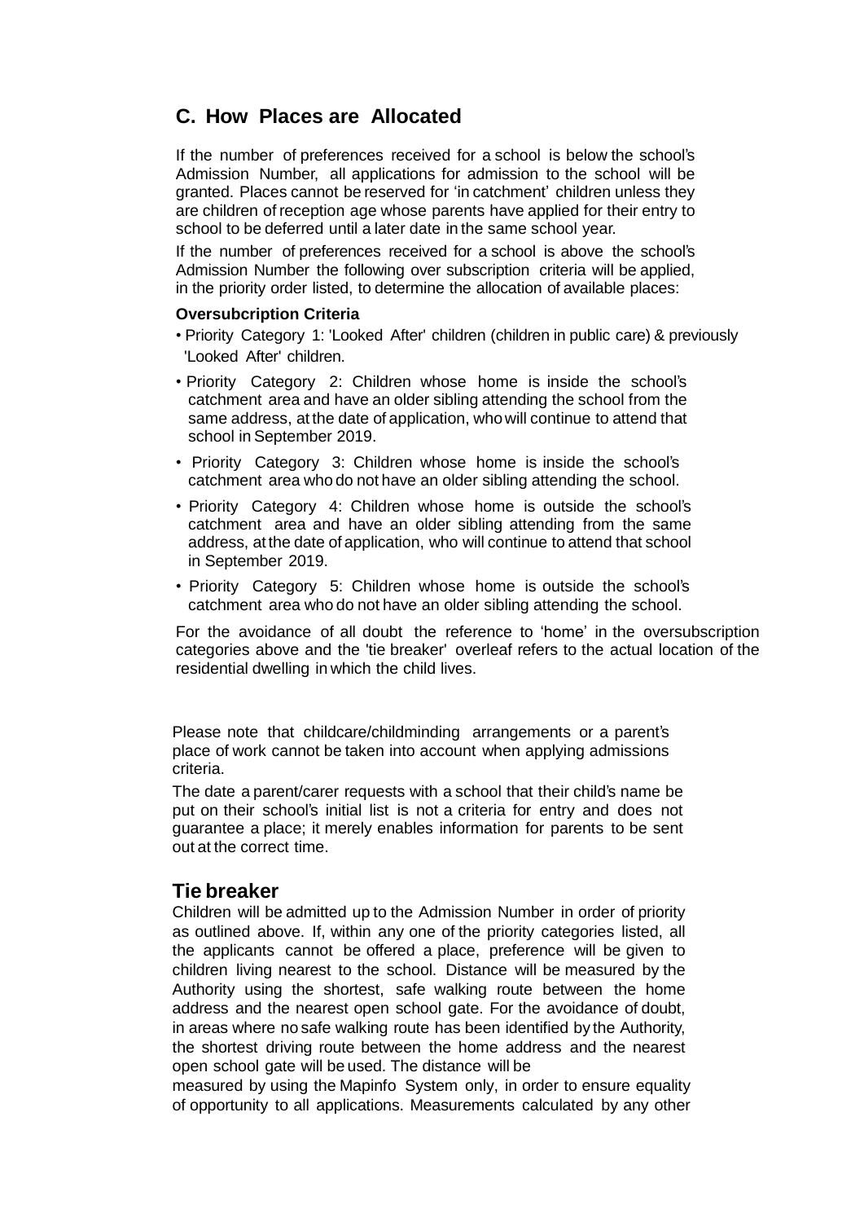## C. How Places are Allocated

If the number of preferences received for a school is below the school's Admission Number, all applications for admission to the school will be granted. Places cannot be reserved for 'in catchment' children unless they are children of reception age whose parents have applied for their entry to school to be deferred until a later date in the same school year.

If the number of preferences received for a school is above the school's Admission Number the following over subscription criteria will be applied, in the priority order listed, to determine the allocation of available places:

**Oversubcription Criteria**

- Priority Category 1: 'Looked After' children (children in public care) & previously 'Looked After' children.
- Priority Category 2: Children whose home is inside the school's catchment area and have an older sibling attending the school from the same address, at the date of application, who will continue to attend that school in September 2019.
- Priority Category 3: Children whose home is inside the school's catchment area who do not have an older sibling attending the school.
- Priority Category 4: Children whose home is outside the school's catchment area and have an older sibling attending from the same address, at the date of application, who will continue to attend that school in September 2019.
- Priority Category 5: Children whose home is outside the school's catchment area who do not have an older sibling attending the school.

For the avoidance of all doubt the reference to 'home' in the oversubscription categories above and the 'tie breaker' overleaf refers to the actual location of the residential dwelling in which the child lives.

Please note that childcare/childminding arrangements or a parent's place of work cannot be taken into account when applying admissions criteria.

The date a parent/carer requests with a school that their child's name be put on their school's initial list is not a criteria for entry and does not guarantee a place; it merely enables information for parents to be sent out at the correct time.

## Tie breaker

Children will be admitted up to the Admission Number in order of priority as outlined above. If, within any one of the priority categories listed, all the applicants cannot be offered a place, preference will be given to children living nearest to the school. Distance will be measured by the Authority using the shortest, safe walking route between the home address and the nearest open school gate. For the avoidance of doubt, in areas where no safe walking route has been identified by the Authority, the shortest driving route between the home address and the nearest open school gate will be used. The distance will be measured by using the Mapinfo System only, in order to ensure equality of opportunity to all applications. Measurements calculated by any other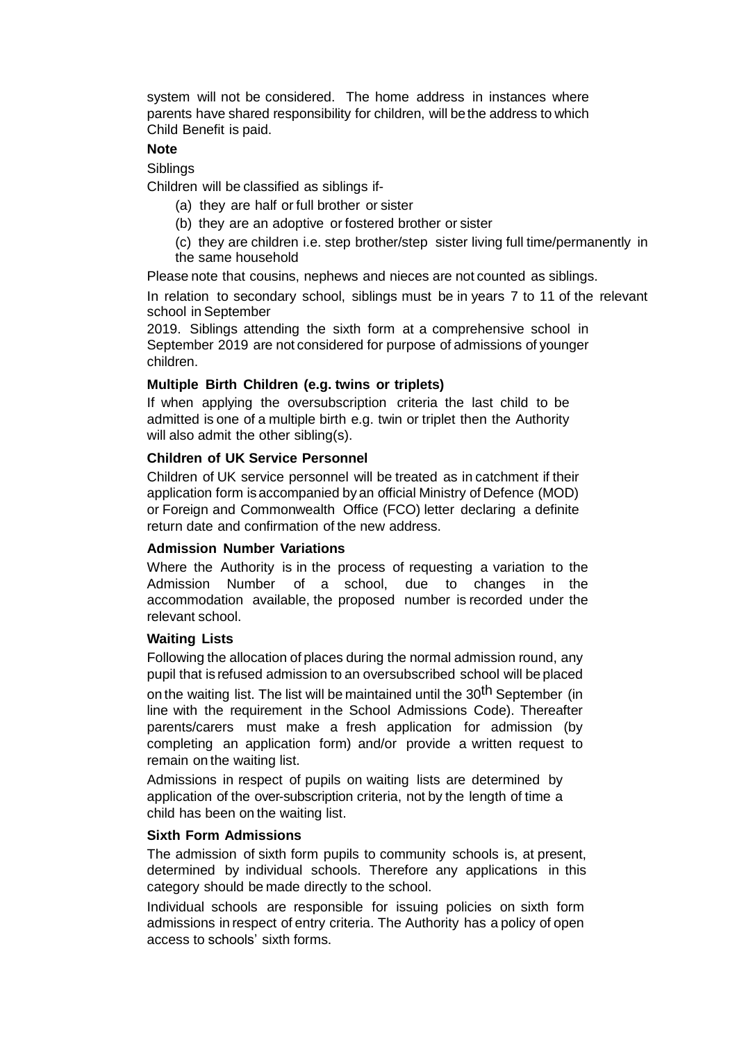system will not be considered. The home address in instances where parents have shared responsibility for children, will be the address to which Child Benefit is paid.

**Note**

Siblings

Children will be classified as siblings if-

(a) they are half or full brother or sister

(b) they are an adoptive or fostered brother or sister

(c) they are children i.e. step brother/step sister living full time/permanently in the same household

Please note that cousins, nephews and nieces are not counted as siblings.

In relation to secondary school, siblings must be in years 7 to 11 of the relevant school in September 2019. Siblings attending the sixth form at a comprehensive school in September 2019 are not considered for purpose of admissions of younger children.

**Multiple Birth Children (e.g. twins or triplets)**

If when applying the oversubscription criteria the last child to be admitted is one of a multiple birth e.g. twin or triplet then the Authority will also admit the other sibling(s).

**Children of UK Service Personnel**

Children of UK service personnel will be treated as in catchment if their application form is accompanied by an official Ministry of Defence (MOD) or Foreign and Commonwealth Office (FCO) letter declaring a definite return date and confirmation of the new address.

**Admission Number Variations**

Where the Authority is in the process of requesting a variation to the Admission Number of a school, due to changes in the accommodation available, the proposed number is recorded under the relevant school.

**Waiting Lists**

Following the allocation of places during the normal admission round, any pupil that is refused admission to an oversubscribed school will be placed on the waiting list. The list will be maintained until the 30th September (in line with the requirement in the School Admissions Code). Thereafter parents/carers must make a fresh application for admission (by completing an application form) and/or provide a written request to remain on the waiting list.

Admissions in respect of pupils on waiting lists are determined by application of the over-subscription criteria, not by the length of time a child has been on the waiting list.

**Sixth Form Admissions**

The admission of sixth form pupils to community schools is, at present, determined by individual schools. Therefore any applications in this category should be made directly to the school.

Individual schools are responsible for issuing policies on sixth form admissions in respect of entry criteria. The Authority has a policy of open access to schools' sixth forms.